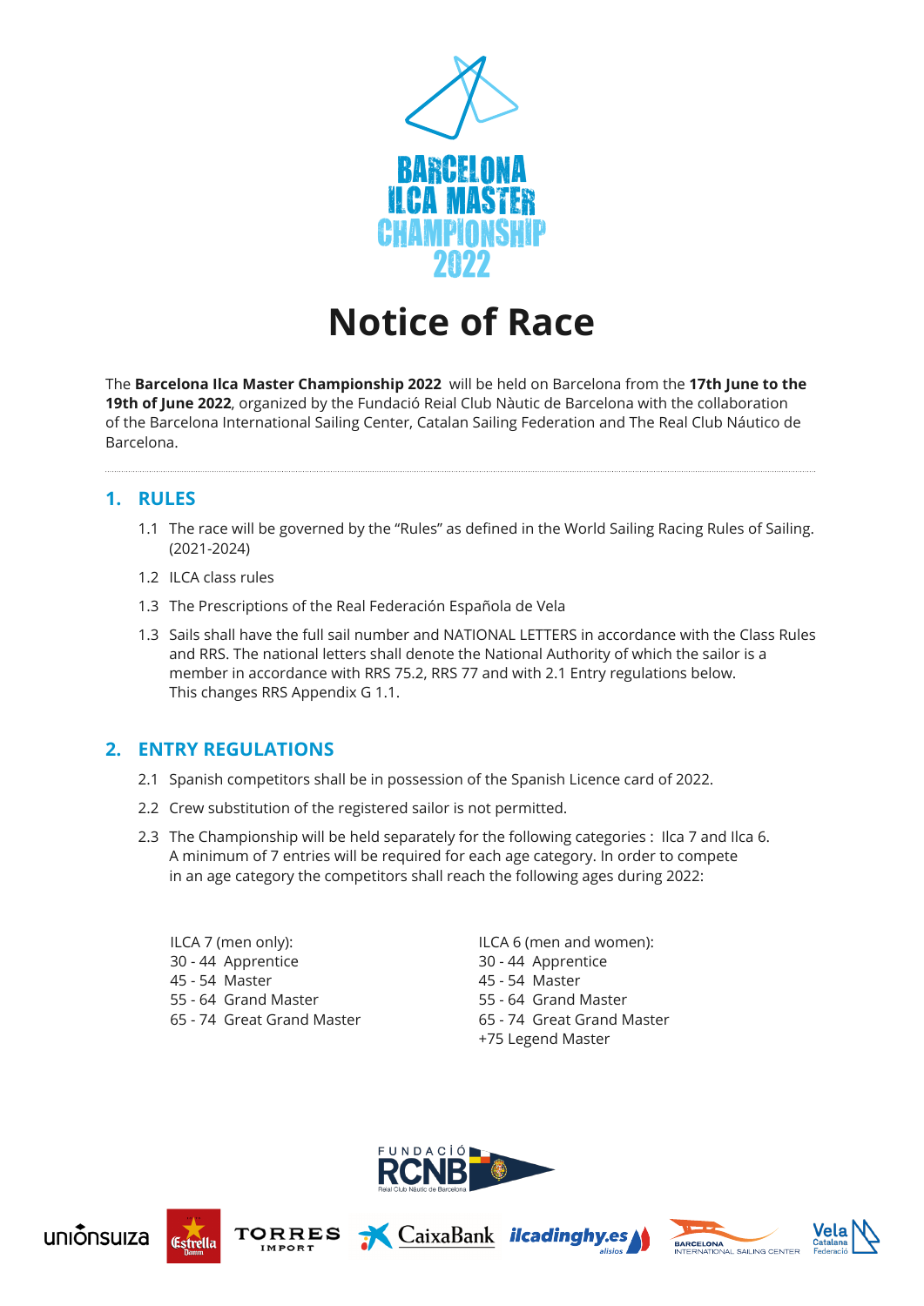BARCELONA ILCA MASTER CHAMPIONSHIP 2022

# Notice of Race

The **Barcelona Ilca Master Championship 2022** will be held on Barcelona from the **17th June to the 19th of June 2022**, organized by the Fundació Reial Club Nàutic de Barcelona with the collaboration of the Barcelona International Sailing Center, Catalan Sailing Federation and The Real Club Náutico de Barcelona.

## 1. RULES

1.1 The race will be governed by the "Rules" as defined in the World Sailing Racing Rules of Sailing. (2021-2024)

1.2 ILCA class rules

1.3 The Prescriptions of the Real Federación Española de Vela

1.3 Sails shall have the full sail number and NATIONAL LETTERS in accordance with the Class Rules and RRS. The national letters shall denote the National Authority of which the sailor is a member in accordance with RRS 75.2, RRS 77 and with 2.1 Entry regulations below. This changes RRS Appendix G 1.1.

## 2. ENTRY REGULATIONS

2.1 Spanish competitors shall be in possession of the Spanish Licence card of 2022.

2.2 Crew substitution of the registered sailor is not permitted.

2.3 The Championship will be held separately for the following categories : Ilca 7 and Ilca 6. A minimum of 7 entries will be required for each age category. In order to compete in an age category the competitors shall reach the following ages during 2022:

ILCA 7 (men only):
30 - 44 Apprentice
45 - 54 Master
55 - 64 Grand Master
65 - 74 Great Grand Master

ILCA 6 (men and women):
30 - 44 Apprentice
45 - 54 Master
55 - 64 Grand Master
65 - 74 Great Grand Master
+75 Legend Master

FUNDACIÓ RCNB Real Club Nàutic de Barcelona

uniónsuiza · Estrella Damm · TORRES IMPORT · CaixaBank · ilcadinghy.es alisios · BARCELONA INTERNATIONAL SAILING CENTER · Vela Catalana Federació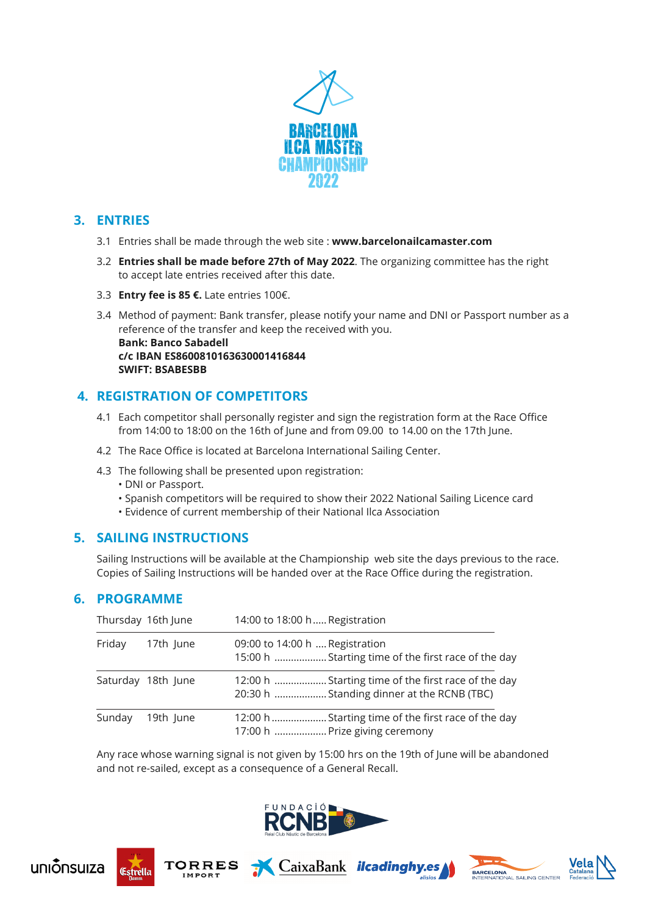# BARCELONA ILCA MASTER CHAMPIONSHIP 2022

## 3. ENTRIES

3.1 Entries shall be made through the web site : **www.barcelonailcamaster.com**

3.2 **Entries shall be made before 27th of May 2022**. The organizing committee has the right to accept late entries received after this date.

3.3 **Entry fee is 85 €.** Late entries 100€.

3.4 Method of payment: Bank transfer, please notify your name and DNI or Passport number as a reference of the transfer and keep the received with you.
**Bank: Banco Sabadell**
**c/c IBAN ES8600810163630001416844**
**SWIFT: BSABESBB**

## 4. REGISTRATION OF COMPETITORS

4.1 Each competitor shall personally register and sign the registration form at the Race Office from 14:00 to 18:00 on the 16th of June and from 09.00 to 14.00 on the 17th June.

4.2 The Race Office is located at Barcelona International Sailing Center.

4.3 The following shall be presented upon registration:
- DNI or Passport.
- Spanish competitors will be required to show their 2022 National Sailing Licence card
- Evidence of current membership of their National Ilca Association

## 5. SAILING INSTRUCTIONS

Sailing Instructions will be available at the Championship web site the days previous to the race. Copies of Sailing Instructions will be handed over at the Race Office during the registration.

## 6. PROGRAMME

| Day | Date | Schedule |
|---|---|---|
| Thursday | 16th June | 14:00 to 18:00 h ..... Registration |
| Friday | 17th June | 09:00 to 14:00 h .... Registration<br>15:00 h .................. Starting time of the first race of the day |
| Saturday | 18th June | 12:00 h .................. Starting time of the first race of the day<br>20:30 h .................. Standing dinner at the RCNB (TBC) |
| Sunday | 19th June | 12:00 h .................... Starting time of the first race of the day<br>17:00 h .................. Prize giving ceremony |

Any race whose warning signal is not given by 15:00 hrs on the 19th of June will be abandoned and not re-sailed, except as a consequence of a General Recall.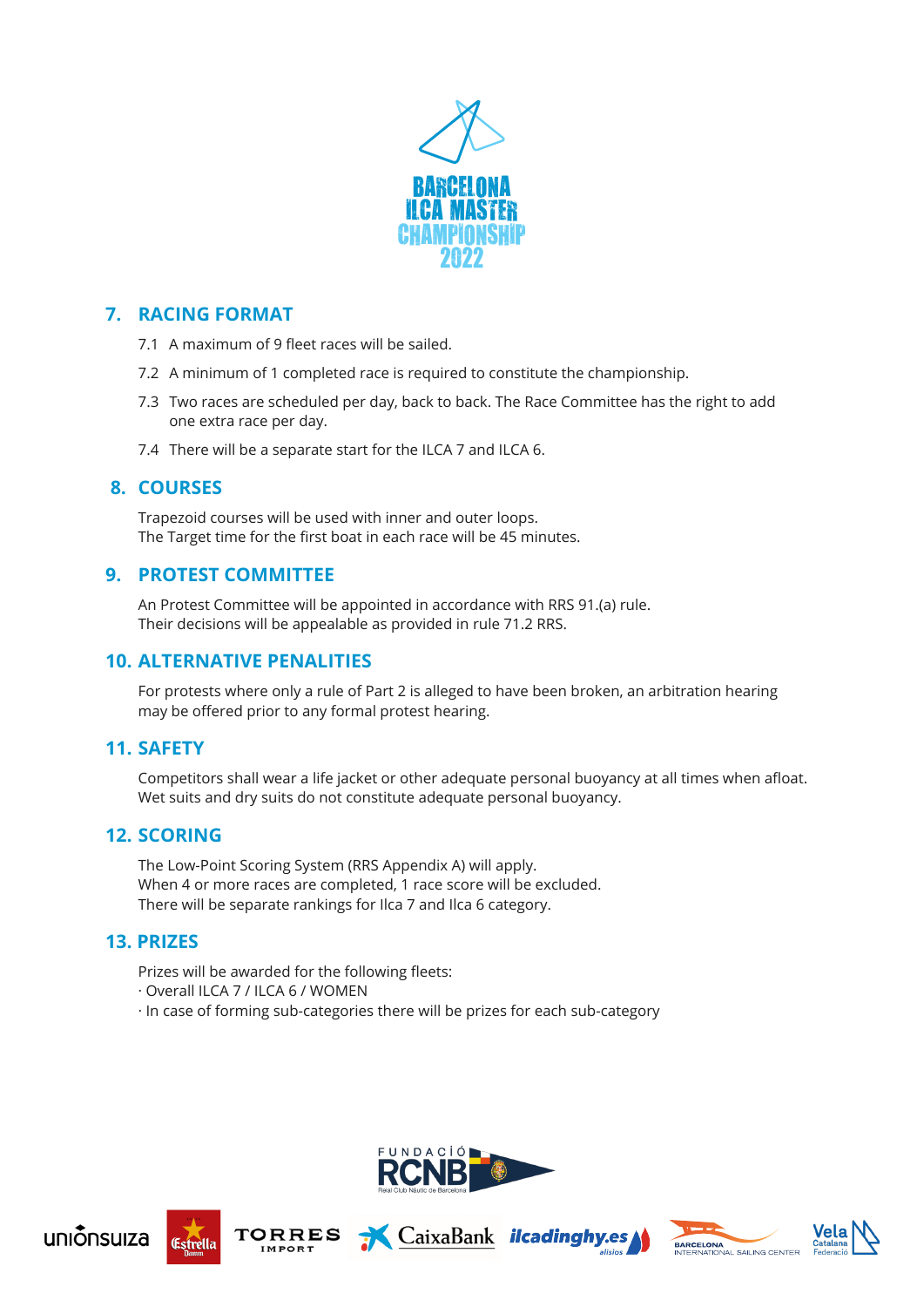## 7. RACING FORMAT

7.1 A maximum of 9 fleet races will be sailed.

7.2 A minimum of 1 completed race is required to constitute the championship.

7.3 Two races are scheduled per day, back to back. The Race Committee has the right to add one extra race per day.

7.4 There will be a separate start for the ILCA 7 and ILCA 6.

## 8. COURSES

Trapezoid courses will be used with inner and outer loops.
The Target time for the first boat in each race will be 45 minutes.

## 9. PROTEST COMMITTEE

An Protest Committee will be appointed in accordance with RRS 91.(a) rule.
Their decisions will be appealable as provided in rule 71.2 RRS.

## 10. ALTERNATIVE PENALITIES

For protests where only a rule of Part 2 is alleged to have been broken, an arbitration hearing may be offered prior to any formal protest hearing.

## 11. SAFETY

Competitors shall wear a life jacket or other adequate personal buoyancy at all times when afloat.
Wet suits and dry suits do not constitute adequate personal buoyancy.

## 12. SCORING

The Low-Point Scoring System (RRS Appendix A) will apply.
When 4 or more races are completed, 1 race score will be excluded.
There will be separate rankings for Ilca 7 and Ilca 6 category.

## 13. PRIZES

Prizes will be awarded for the following fleets:
· Overall ILCA 7 / ILCA 6 / WOMEN
· In case of forming sub-categories there will be prizes for each sub-category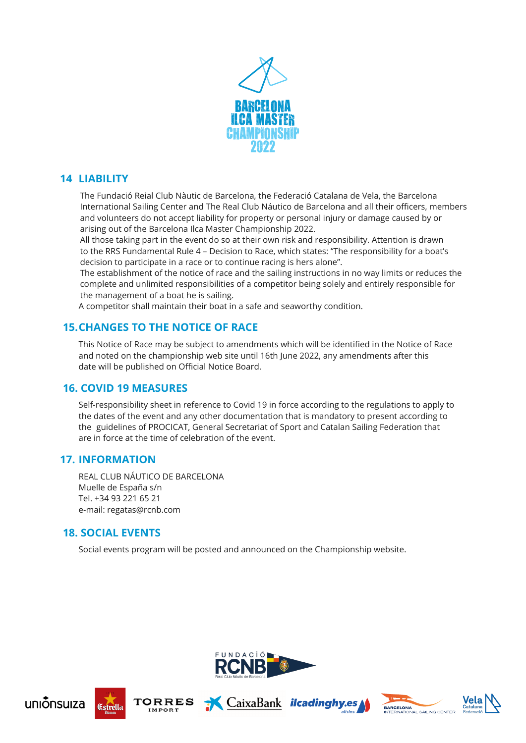## 14 LIABILITY

The Fundació Reial Club Nàutic de Barcelona, the Federació Catalana de Vela, the Barcelona International Sailing Center and The Real Club Náutico de Barcelona and all their officers, members and volunteers do not accept liability for property or personal injury or damage caused by or arising out of the Barcelona Ilca Master Championship 2022.
All those taking part in the event do so at their own risk and responsibility. Attention is drawn to the RRS Fundamental Rule 4 – Decision to Race, which states: "The responsibility for a boat's decision to participate in a race or to continue racing is hers alone".
The establishment of the notice of race and the sailing instructions in no way limits or reduces the complete and unlimited responsibilities of a competitor being solely and entirely responsible for the management of a boat he is sailing.
A competitor shall maintain their boat in a safe and seaworthy condition.

## 15. CHANGES TO THE NOTICE OF RACE

This Notice of Race may be subject to amendments which will be identified in the Notice of Race and noted on the championship web site until 16th June 2022, any amendments after this date will be published on Official Notice Board.

## 16. COVID 19 MEASURES

Self-responsibility sheet in reference to Covid 19 in force according to the regulations to apply to the dates of the event and any other documentation that is mandatory to present according to the guidelines of PROCICAT, General Secretariat of Sport and Catalan Sailing Federation that are in force at the time of celebration of the event.

## 17. INFORMATION

REAL CLUB NÁUTICO DE BARCELONA
Muelle de España s/n
Tel. +34 93 221 65 21
e-mail: regatas@rcnb.com

## 18. SOCIAL EVENTS

Social events program will be posted and announced on the Championship website.